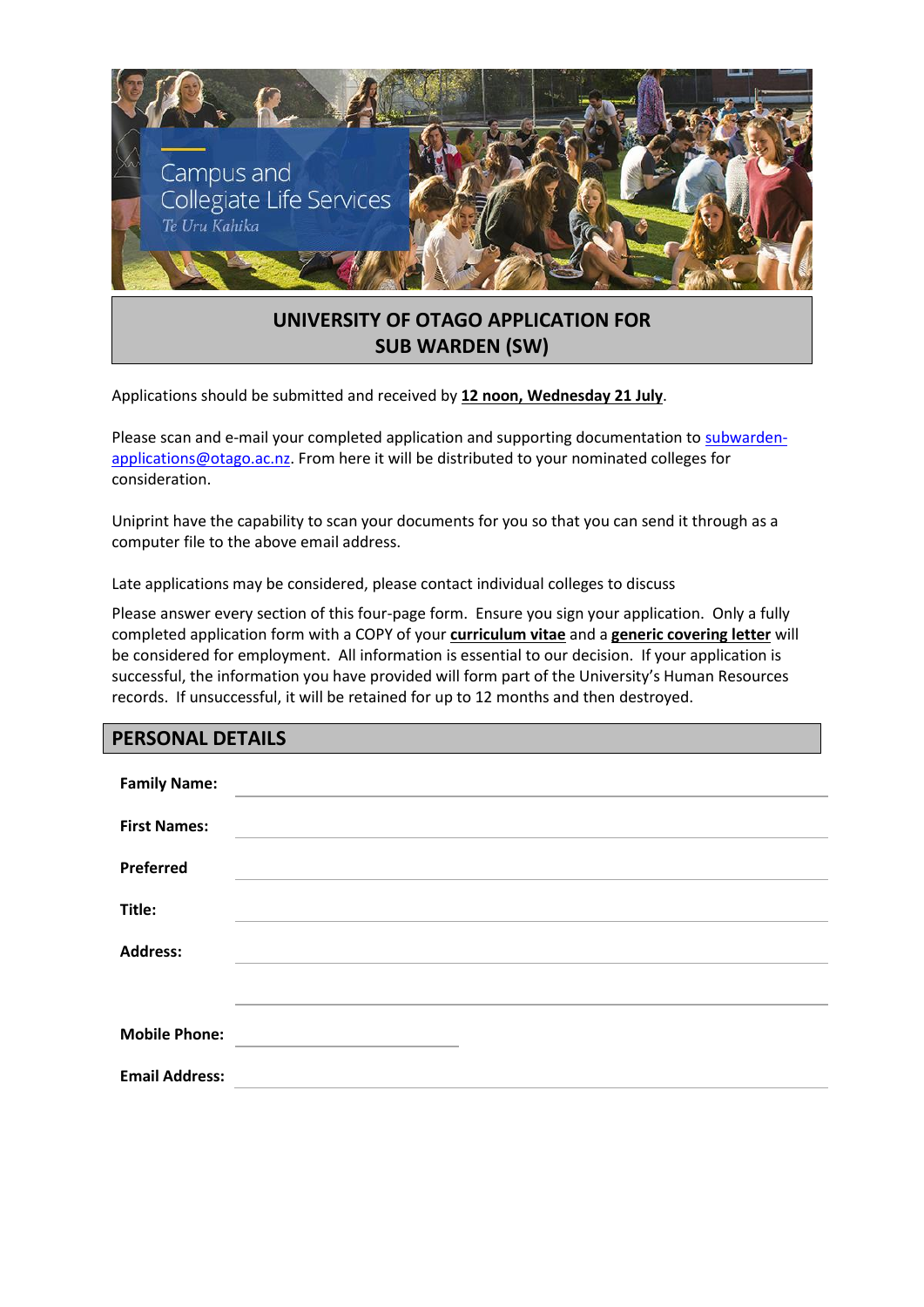Campus and Collegiate Life Services

*Te Uru Kahika*

# UNIVERSITY OF OTAGO APPLICATION FOR SUB WARDEN (SW)

Applications should be submitted and received by **12 noon, Wednesday 21 July**.

Please scan and e-mail your completed application and supporting documentation to subwarden-applications@otago.ac.nz. From here it will be distributed to your nominated colleges for consideration.

Uniprint have the capability to scan your documents for you so that you can send it through as a computer file to the above email address.

Late applications may be considered, please contact individual colleges to discuss

Please answer every section of this four-page form. Ensure you sign your application. Only a fully completed application form with a COPY of your **curriculum vitae** and a **generic covering letter** will be considered for employment. All information is essential to our decision. If your application is successful, the information you have provided will form part of the University's Human Resources records. If unsuccessful, it will be retained for up to 12 months and then destroyed.

## PERSONAL DETAILS

**Family Name:** ______________________________

**First Names:** ______________________________

**Preferred** ______________________________

**Title:** ______________________________

**Address:** ______________________________

______________________________

**Mobile Phone:** ______________________________

**Email Address:** ______________________________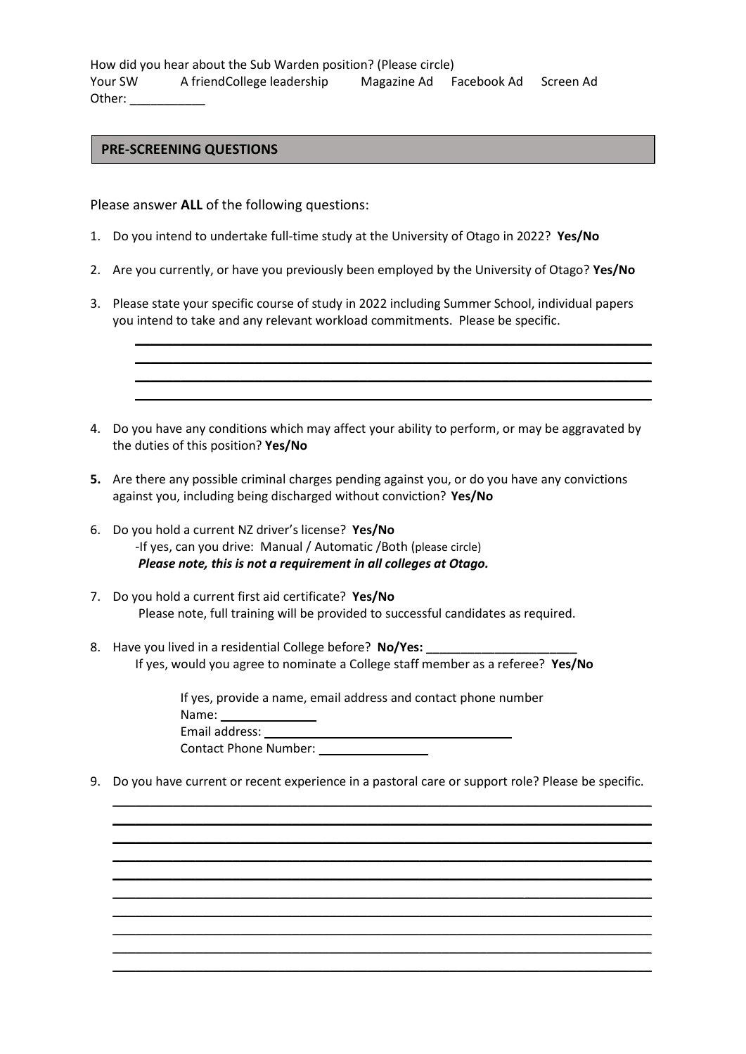How did you hear about the Sub Warden position? (Please circle)

Your SW A friendCollege leadership Magazine Ad Facebook Ad Screen Ad

Other: ___________

## PRE-SCREENING QUESTIONS

Please answer **ALL** of the following questions:

1. Do you intend to undertake full-time study at the University of Otago in 2022? **Yes/No**

2. Are you currently, or have you previously been employed by the University of Otago? **Yes/No**

3. Please state your specific course of study in 2022 including Summer School, individual papers you intend to take and any relevant workload commitments. Please be specific.

   ___________________________________________________________________________
   ___________________________________________________________________________
   ___________________________________________________________________________
   ___________________________________________________________________________

4. Do you have any conditions which may affect your ability to perform, or may be aggravated by the duties of this position? **Yes/No**

5. Are there any possible criminal charges pending against you, or do you have any convictions against you, including being discharged without conviction? **Yes/No**

6. Do you hold a current NZ driver's license? **Yes/No**
   -If yes, can you drive: Manual / Automatic /Both (please circle)
   ***Please note, this is not a requirement in all colleges at Otago.***

7. Do you hold a current first aid certificate? **Yes/No**
   Please note, full training will be provided to successful candidates as required.

8. Have you lived in a residential College before? **No/Yes: ______________________**
   If yes, would you agree to nominate a College staff member as a referee? **Yes/No**

   If yes, provide a name, email address and contact phone number
   Name: ______________
   Email address: ____________________________________
   Contact Phone Number: ________________

9. Do you have current or recent experience in a pastoral care or support role? Please be specific.

   ___________________________________________________________________________
   ___________________________________________________________________________
   ___________________________________________________________________________
   ___________________________________________________________________________
   ___________________________________________________________________________
   ___________________________________________________________________________
   ___________________________________________________________________________
   ___________________________________________________________________________
   ___________________________________________________________________________
   ___________________________________________________________________________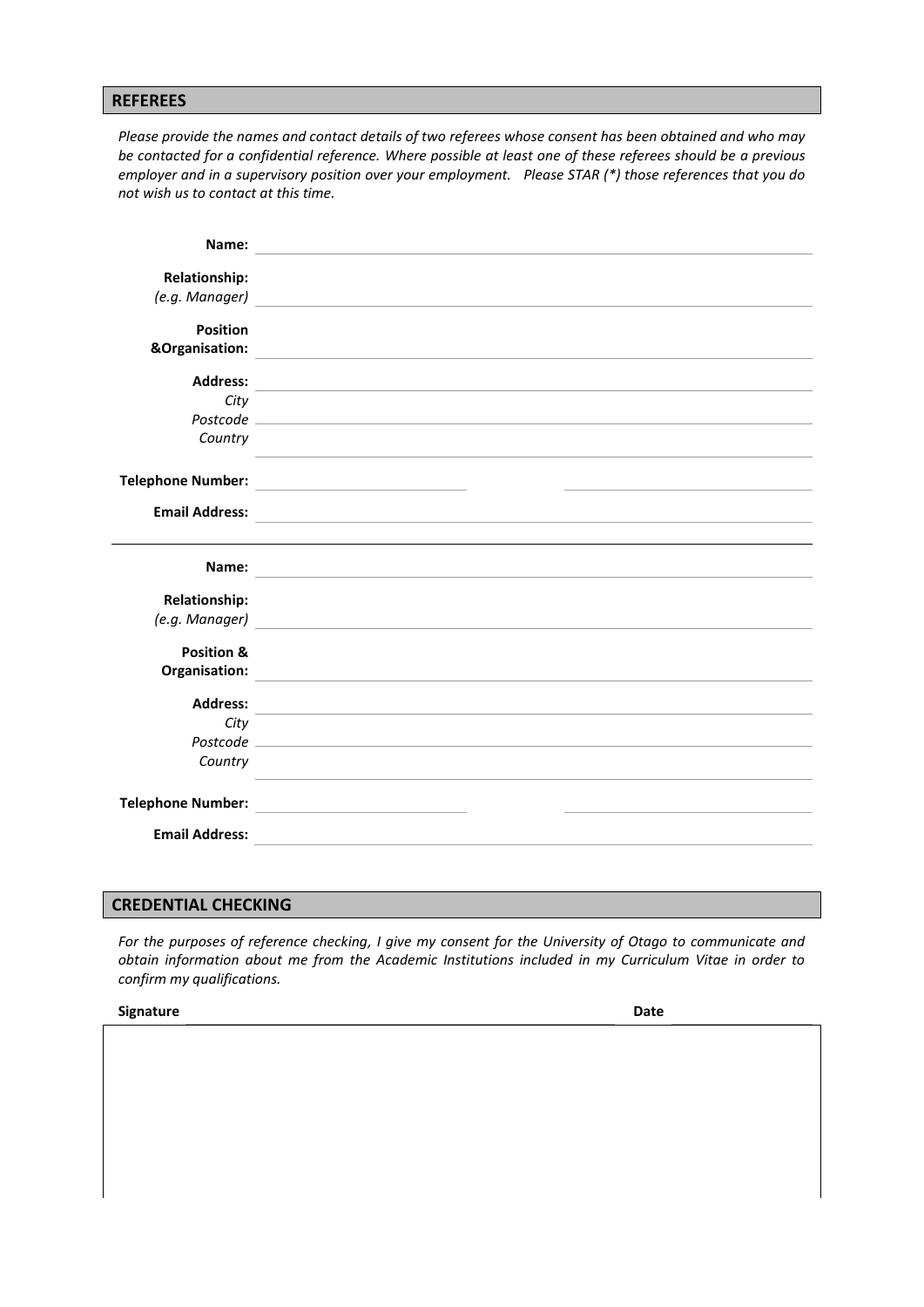## REFEREES

*Please provide the names and contact details of two referees whose consent has been obtained and who may be contacted for a confidential reference. Where possible at least one of these referees should be a previous employer and in a supervisory position over your employment. Please STAR (*) those references that you do not wish us to contact at this time.*

**Name:** ______________________________

**Relationship:**
*(e.g. Manager)* ______________________________

**Position &Organisation:** ______________________________

**Address:** ______________________________
*City*
*Postcode* ______________________________
*Country* ______________________________

**Telephone Number:** ______________ ______________

**Email Address:** ______________________________

---

**Name:** ______________________________

**Relationship:**
*(e.g. Manager)* ______________________________

**Position & Organisation:** ______________________________

**Address:** ______________________________
*City*
*Postcode* ______________________________
*Country* ______________________________

**Telephone Number:** ______________ ______________

**Email Address:** ______________________________

## CREDENTIAL CHECKING

*For the purposes of reference checking, I give my consent for the University of Otago to communicate and obtain information about me from the Academic Institutions included in my Curriculum Vitae in order to confirm my qualifications.*

**Signature** ______________________________ **Date** ______________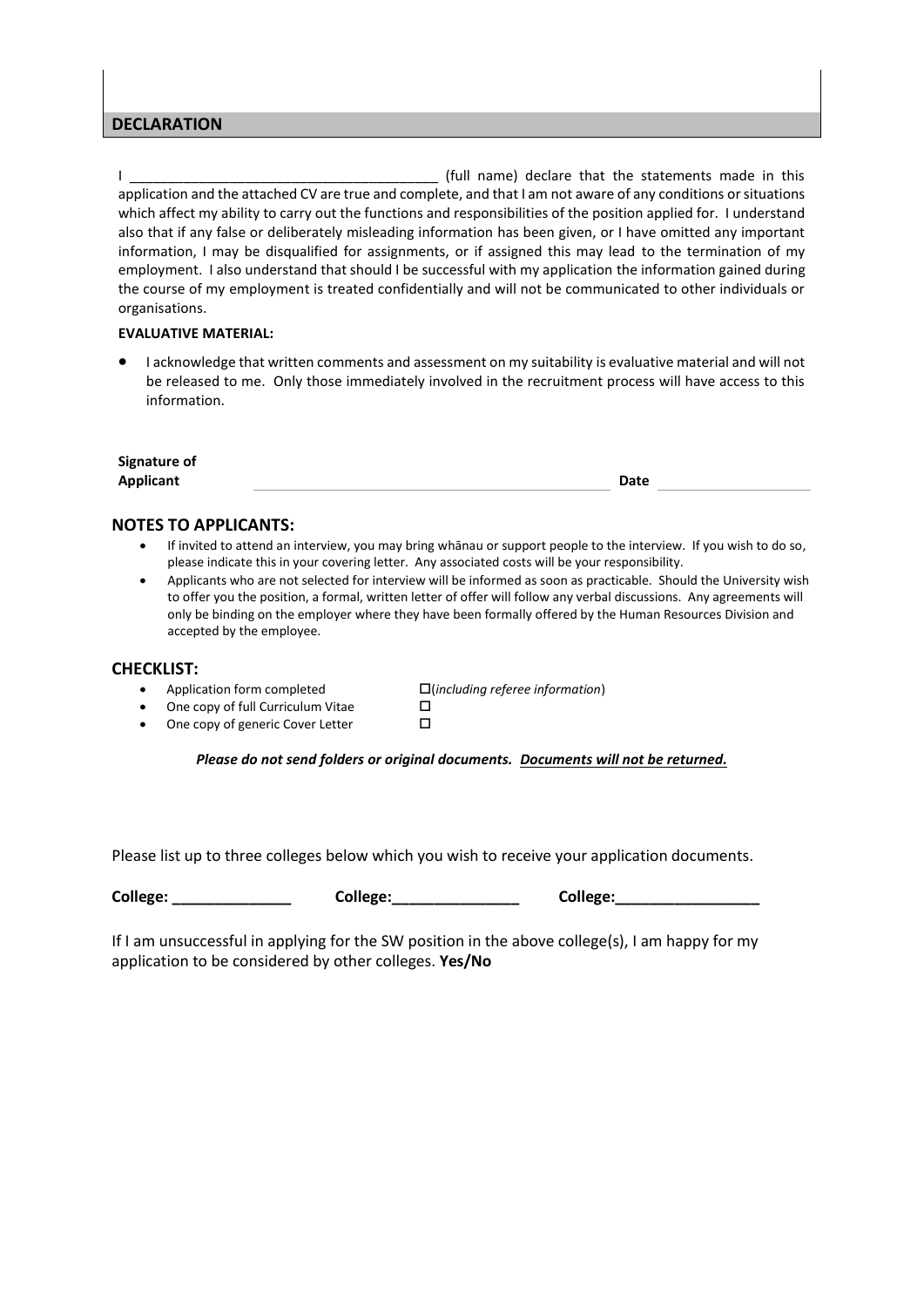## DECLARATION

I _______________________________________ (full name) declare that the statements made in this application and the attached CV are true and complete, and that I am not aware of any conditions or situations which affect my ability to carry out the functions and responsibilities of the position applied for. I understand also that if any false or deliberately misleading information has been given, or I have omitted any important information, I may be disqualified for assignments, or if assigned this may lead to the termination of my employment. I also understand that should I be successful with my application the information gained during the course of my employment is treated confidentially and will not be communicated to other individuals or organisations.

**EVALUATIVE MATERIAL:**

- I acknowledge that written comments and assessment on my suitability is evaluative material and will not be released to me. Only those immediately involved in the recruitment process will have access to this information.

**Signature of Applicant** ________________________________________ **Date** ____________________

### NOTES TO APPLICANTS:

- If invited to attend an interview, you may bring whānau or support people to the interview. If you wish to do so, please indicate this in your covering letter. Any associated costs will be your responsibility.
- Applicants who are not selected for interview will be informed as soon as practicable. Should the University wish to offer you the position, a formal, written letter of offer will follow any verbal discussions. Any agreements will only be binding on the employer where they have been formally offered by the Human Resources Division and accepted by the employee.

### CHECKLIST:

- Application form completed ☐ (*including referee information*)
- One copy of full Curriculum Vitae ☐
- One copy of generic Cover Letter ☐

***Please do not send folders or original documents. <u>Documents will not be returned.</u>***

Please list up to three colleges below which you wish to receive your application documents.

**College: ______________** **College:_______________** **College:_________________**

If I am unsuccessful in applying for the SW position in the above college(s), I am happy for my application to be considered by other colleges. **Yes/No**